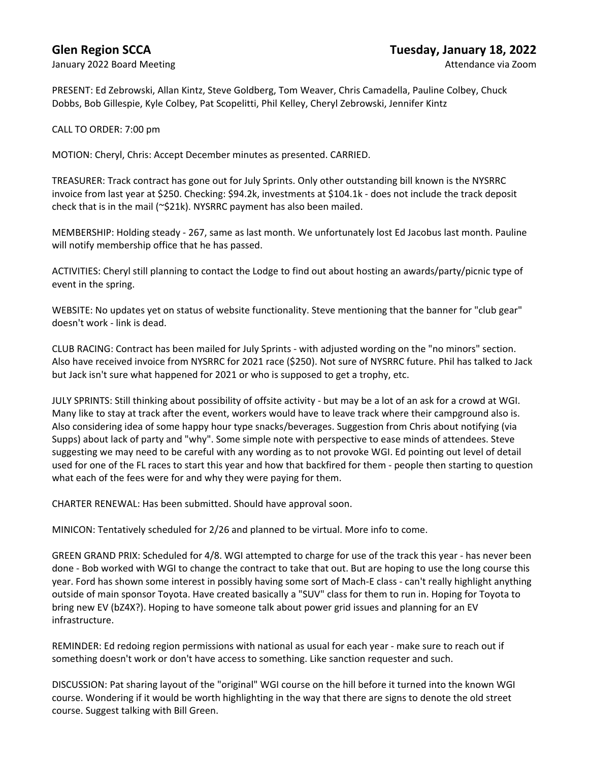# Glen Region SCCA

**Tuesday, January 18, 2022**

January 2022 Board Meeting

Attendance via Zoom

PRESENT: Ed Zebrowski, Allan Kintz, Steve Goldberg, Tom Weaver, Chris Camadella, Pauline Colbey, Chuck Dobbs, Bob Gillespie, Kyle Colbey, Pat Scopelitti, Phil Kelley, Cheryl Zebrowski, Jennifer Kintz

CALL TO ORDER: 7:00 pm

MOTION: Cheryl, Chris: Accept December minutes as presented. CARRIED.

TREASURER: Track contract has gone out for July Sprints. Only other outstanding bill known is the NYSRRC invoice from last year at $250. Checking: $94.2k, investments at $104.1k - does not include the track deposit check that is in the mail (~$21k). NYSRRC payment has also been mailed.

MEMBERSHIP: Holding steady - 267, same as last month. We unfortunately lost Ed Jacobus last month. Pauline will notify membership office that he has passed.

ACTIVITIES: Cheryl still planning to contact the Lodge to find out about hosting an awards/party/picnic type of event in the spring.

WEBSITE: No updates yet on status of website functionality. Steve mentioning that the banner for "club gear" doesn't work - link is dead.

CLUB RACING: Contract has been mailed for July Sprints - with adjusted wording on the "no minors" section. Also have received invoice from NYSRRC for 2021 race ($250). Not sure of NYSRRC future. Phil has talked to Jack but Jack isn't sure what happened for 2021 or who is supposed to get a trophy, etc.

JULY SPRINTS: Still thinking about possibility of offsite activity - but may be a lot of an ask for a crowd at WGI. Many like to stay at track after the event, workers would have to leave track where their campground also is. Also considering idea of some happy hour type snacks/beverages. Suggestion from Chris about notifying (via Supps) about lack of party and "why". Some simple note with perspective to ease minds of attendees. Steve suggesting we may need to be careful with any wording as to not provoke WGI. Ed pointing out level of detail used for one of the FL races to start this year and how that backfired for them - people then starting to question what each of the fees were for and why they were paying for them.

CHARTER RENEWAL: Has been submitted. Should have approval soon.

MINICON: Tentatively scheduled for 2/26 and planned to be virtual. More info to come.

GREEN GRAND PRIX: Scheduled for 4/8. WGI attempted to charge for use of the track this year - has never been done - Bob worked with WGI to change the contract to take that out. But are hoping to use the long course this year. Ford has shown some interest in possibly having some sort of Mach-E class - can't really highlight anything outside of main sponsor Toyota. Have created basically a "SUV" class for them to run in. Hoping for Toyota to bring new EV (bZ4X?). Hoping to have someone talk about power grid issues and planning for an EV infrastructure.

REMINDER: Ed redoing region permissions with national as usual for each year - make sure to reach out if something doesn't work or don't have access to something. Like sanction requester and such.

DISCUSSION: Pat sharing layout of the "original" WGI course on the hill before it turned into the known WGI course. Wondering if it would be worth highlighting in the way that there are signs to denote the old street course. Suggest talking with Bill Green.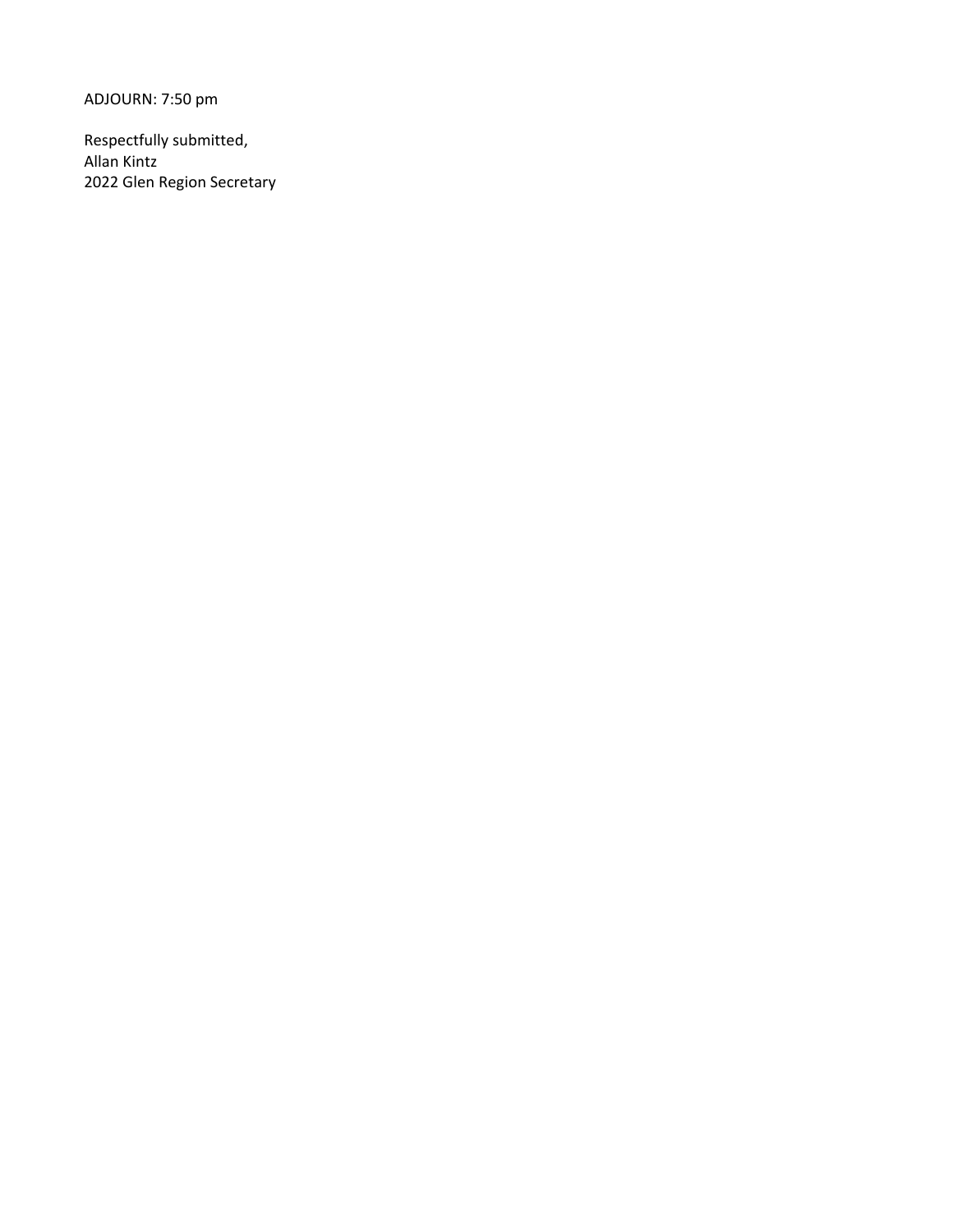ADJOURN: 7:50 pm

Respectfully submitted,
Allan Kintz
2022 Glen Region Secretary